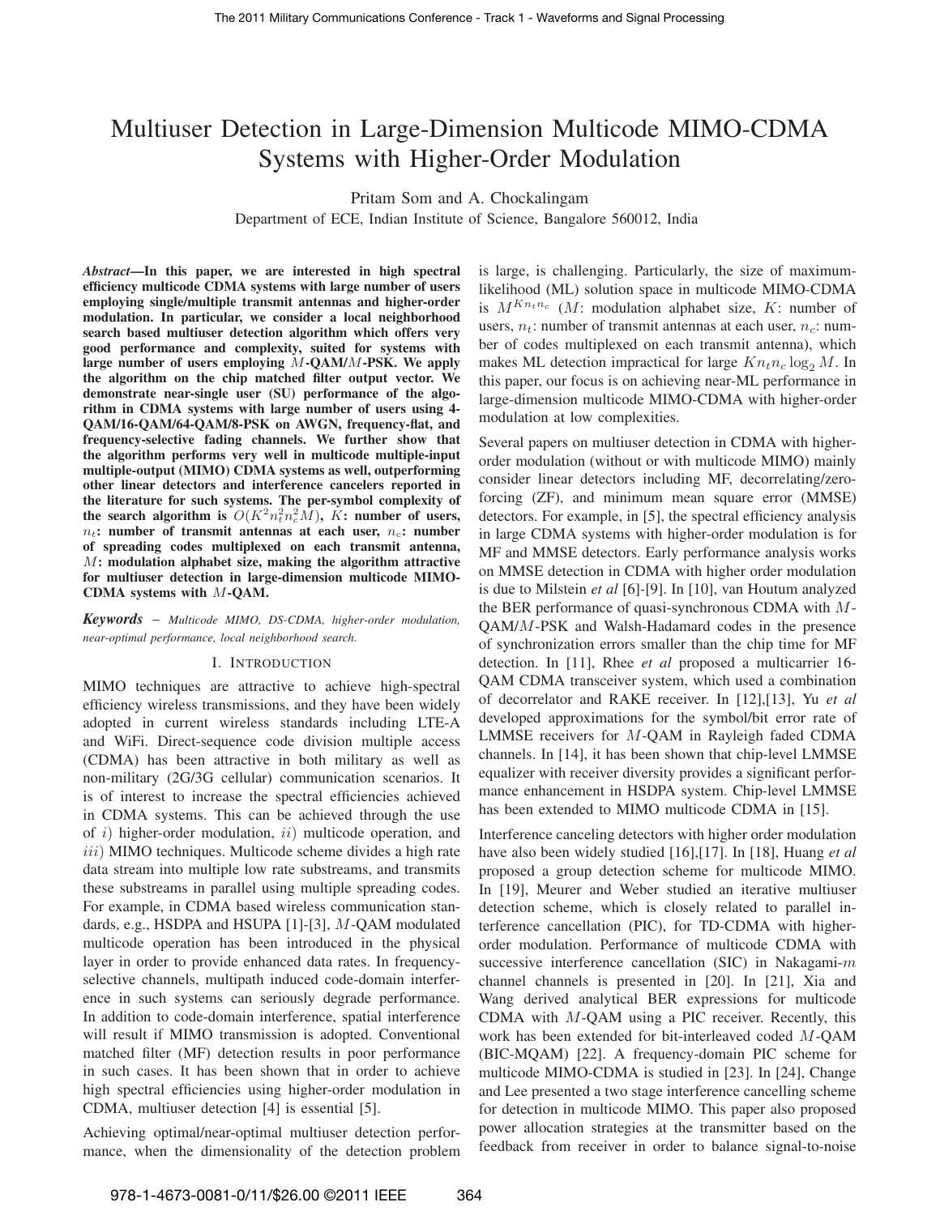# Multiuser Detection in Large-Dimension Multicode MIMO-CDMA Systems with Higher-Order Modulation

Pritam Som and A. Chockalingam
Department of ECE, Indian Institute of Science, Bangalore 560012, India

***Abstract*—In this paper, we are interested in high spectral efficiency multicode CDMA systems with large number of users employing single/multiple transmit antennas and higher-order modulation. In particular, we consider a local neighborhood search based multiuser detection algorithm which offers very good performance and complexity, suited for systems with large number of users employing $M$-QAM/$M$-PSK. We apply the algorithm on the chip matched filter output vector. We demonstrate near-single user (SU) performance of the algorithm in CDMA systems with large number of users using 4-QAM/16-QAM/64-QAM/8-PSK on AWGN, frequency-flat, and frequency-selective fading channels. We further show that the algorithm performs very well in multicode multiple-input multiple-output (MIMO) CDMA systems as well, outperforming other linear detectors and interference cancelers reported in the literature for such systems. The per-symbol complexity of the search algorithm is $O(K^2n_t^2n_c^2M)$, $K$: number of users, $n_t$: number of transmit antennas at each user, $n_c$: number of spreading codes multiplexed on each transmit antenna, $M$: modulation alphabet size, making the algorithm attractive for multiuser detection in large-dimension multicode MIMO-CDMA systems with $M$-QAM.**

***Keywords*** – *Multicode MIMO, DS-CDMA, higher-order modulation, near-optimal performance, local neighborhood search.*

## I. Introduction

MIMO techniques are attractive to achieve high-spectral efficiency wireless transmissions, and they have been widely adopted in current wireless standards including LTE-A and WiFi. Direct-sequence code division multiple access (CDMA) has been attractive in both military as well as non-military (2G/3G cellular) communication scenarios. It is of interest to increase the spectral efficiencies achieved in CDMA systems. This can be achieved through the use of $i)$ higher-order modulation, $ii)$ multicode operation, and $iii)$ MIMO techniques. Multicode scheme divides a high rate data stream into multiple low rate substreams, and transmits these substreams in parallel using multiple spreading codes. For example, in CDMA based wireless communication standards, e.g., HSDPA and HSUPA [1]-[3], $M$-QAM modulated multicode operation has been introduced in the physical layer in order to provide enhanced data rates. In frequency-selective channels, multipath induced code-domain interference can seriously degrade performance. In addition to code-domain interference, spatial interference will result if MIMO transmission is adopted. Conventional matched filter (MF) detection results in poor performance in such cases. It has been shown that in order to achieve high spectral efficiencies using higher-order modulation in CDMA, multiuser detection [4] is essential [5].

Achieving optimal/near-optimal multiuser detection performance, when the dimensionality of the detection problem is large, is challenging. Particularly, the size of maximum-likelihood (ML) solution space in multicode MIMO-CDMA is $M^{Kn_tn_c}$ ($M$: modulation alphabet size, $K$: number of users, $n_t$: number of transmit antennas at each user, $n_c$: number of codes multiplexed on each transmit antenna), which makes ML detection impractical for large $Kn_tn_c \log_2 M$. In this paper, our focus is on achieving near-ML performance in large-dimension multicode MIMO-CDMA with higher-order modulation at low complexities.

Several papers on multiuser detection in CDMA with higher-order modulation (without or with multicode MIMO) mainly consider linear detectors including MF, decorrelating/zero-forcing (ZF), and minimum mean square error (MMSE) detectors. For example, in [5], the spectral efficiency analysis in large CDMA systems with higher-order modulation is for MF and MMSE detectors. Early performance analysis works on MMSE detection in CDMA with higher order modulation is due to Milstein *et al* [6]-[9]. In [10], van Houtum analyzed the BER performance of quasi-synchronous CDMA with $M$-QAM/$M$-PSK and Walsh-Hadamard codes in the presence of synchronization errors smaller than the chip time for MF detection. In [11], Rhee *et al* proposed a multicarrier 16-QAM CDMA transceiver system, which used a combination of decorrelator and RAKE receiver. In [12],[13], Yu *et al* developed approximations for the symbol/bit error rate of LMMSE receivers for $M$-QAM in Rayleigh faded CDMA channels. In [14], it has been shown that chip-level LMMSE equalizer with receiver diversity provides a significant performance enhancement in HSDPA system. Chip-level LMMSE has been extended to MIMO multicode CDMA in [15].

Interference canceling detectors with higher order modulation have also been widely studied [16],[17]. In [18], Huang *et al* proposed a group detection scheme for multicode MIMO. In [19], Meurer and Weber studied an iterative multiuser detection scheme, which is closely related to parallel interference cancellation (PIC), for TD-CDMA with higher-order modulation. Performance of multicode CDMA with successive interference cancellation (SIC) in Nakagami-$m$ channel channels is presented in [20]. In [21], Xia and Wang derived analytical BER expressions for multicode CDMA with $M$-QAM using a PIC receiver. Recently, this work has been extended for bit-interleaved coded $M$-QAM (BIC-MQAM) [22]. A frequency-domain PIC scheme for multicode MIMO-CDMA is studied in [23]. In [24], Change and Lee presented a two stage interference cancelling scheme for detection in multicode MIMO. This paper also proposed power allocation strategies at the transmitter based on the feedback from receiver in order to balance signal-to-noise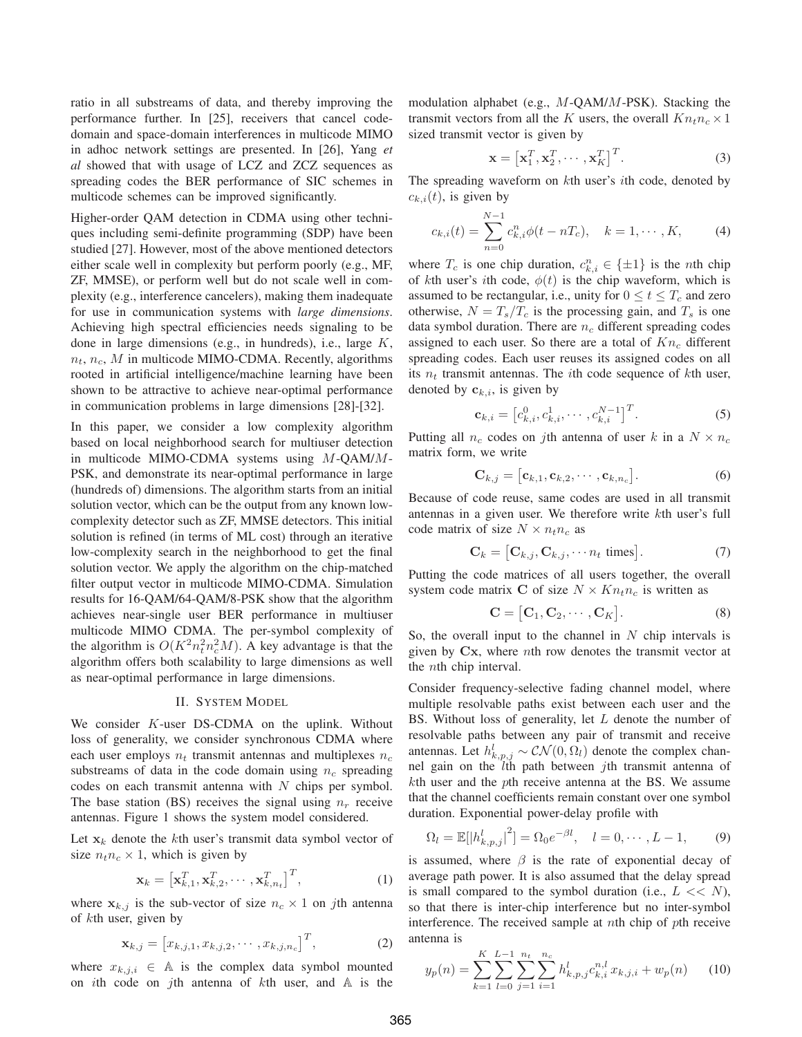ratio in all substreams of data, and thereby improving the performance further. In [25], receivers that cancel code-domain and space-domain interferences in multicode MIMO in adhoc network settings are presented. In [26], Yang *et al* showed that with usage of LCZ and ZCZ sequences as spreading codes the BER performance of SIC schemes in multicode schemes can be improved significantly.

Higher-order QAM detection in CDMA using other techniques including semi-definite programming (SDP) have been studied [27]. However, most of the above mentioned detectors either scale well in complexity but perform poorly (e.g., MF, ZF, MMSE), or perform well but do not scale well in complexity (e.g., interference cancelers), making them inadequate for use in communication systems with *large dimensions*. Achieving high spectral efficiencies needs signaling to be done in large dimensions (e.g., in hundreds), i.e., large $K$, $n_t$, $n_c$, $M$ in multicode MIMO-CDMA. Recently, algorithms rooted in artificial intelligence/machine learning have been shown to be attractive to achieve near-optimal performance in communication problems in large dimensions [28]-[32].

In this paper, we consider a low complexity algorithm based on local neighborhood search for multiuser detection in multicode MIMO-CDMA systems using $M$-QAM/$M$-PSK, and demonstrate its near-optimal performance in large (hundreds of) dimensions. The algorithm starts from an initial solution vector, which can be the output from any known low-complexity detector such as ZF, MMSE detectors. This initial solution is refined (in terms of ML cost) through an iterative low-complexity search in the neighborhood to get the final solution vector. We apply the algorithm on the chip-matched filter output vector in multicode MIMO-CDMA. Simulation results for 16-QAM/64-QAM/8-PSK show that the algorithm achieves near-single user BER performance in multiuser multicode MIMO CDMA. The per-symbol complexity of the algorithm is $O(K^2n_t^2n_c^2M)$. A key advantage is that the algorithm offers both scalability to large dimensions as well as near-optimal performance in large dimensions.

## II. System Model

We consider $K$-user DS-CDMA on the uplink. Without loss of generality, we consider synchronous CDMA where each user employs $n_t$ transmit antennas and multiplexes $n_c$ substreams of data in the code domain using $n_c$ spreading codes on each transmit antenna with $N$ chips per symbol. The base station (BS) receives the signal using $n_r$ receive antennas. Figure 1 shows the system model considered.

Let $\mathbf{x}_k$ denote the $k$th user's transmit data symbol vector of size $n_tn_c \times 1$, which is given by

$$\mathbf{x}_k = \left[\mathbf{x}_{k,1}^T, \mathbf{x}_{k,2}^T, \cdots, \mathbf{x}_{k,n_t}^T\right]^T, \tag{1}$$

where $\mathbf{x}_{k,j}$ is the sub-vector of size $n_c \times 1$ on $j$th antenna of $k$th user, given by

$$\mathbf{x}_{k,j} = \left[x_{k,j,1}, x_{k,j,2}, \cdots, x_{k,j,n_c}\right]^T, \tag{2}$$

where $x_{k,j,i} \in \mathbb{A}$ is the complex data symbol mounted on $i$th code on $j$th antenna of $k$th user, and $\mathbb{A}$ is the modulation alphabet (e.g., $M$-QAM/$M$-PSK). Stacking the transmit vectors from all the $K$ users, the overall $Kn_tn_c \times 1$ sized transmit vector is given by

$$\mathbf{x} = \left[\mathbf{x}_1^T, \mathbf{x}_2^T, \cdots, \mathbf{x}_K^T\right]^T. \tag{3}$$

The spreading waveform on $k$th user's $i$th code, denoted by $c_{k,i}(t)$, is given by

$$c_{k,i}(t) = \sum_{n=0}^{N-1} c_{k,i}^n \phi(t - nT_c), \quad k = 1, \cdots, K, \tag{4}$$

where $T_c$ is one chip duration, $c_{k,i}^n \in \{\pm 1\}$ is the $n$th chip of $k$th user's $i$th code, $\phi(t)$ is the chip waveform, which is assumed to be rectangular, i.e., unity for $0 \leq t \leq T_c$ and zero otherwise, $N = T_s/T_c$ is the processing gain, and $T_s$ is one data symbol duration. There are $n_c$ different spreading codes assigned to each user. So there are a total of $Kn_c$ different spreading codes. Each user reuses its assigned codes on all its $n_t$ transmit antennas. The $i$th code sequence of $k$th user, denoted by $\mathbf{c}_{k,i}$, is given by

$$\mathbf{c}_{k,i} = \left[c_{k,i}^0, c_{k,i}^1, \cdots, c_{k,i}^{N-1}\right]^T. \tag{5}$$

Putting all $n_c$ codes on $j$th antenna of user $k$ in a $N \times n_c$ matrix form, we write

$$\mathbf{C}_{k,j} = \left[\mathbf{c}_{k,1}, \mathbf{c}_{k,2}, \cdots, \mathbf{c}_{k,n_c}\right]. \tag{6}$$

Because of code reuse, same codes are used in all transmit antennas in a given user. We therefore write $k$th user's full code matrix of size $N \times n_tn_c$ as

$$\mathbf{C}_k = \left[\mathbf{C}_{k,j}, \mathbf{C}_{k,j}, \cdots n_t \text{ times}\right]. \tag{7}$$

Putting the code matrices of all users together, the overall system code matrix $\mathbf{C}$ of size $N \times Kn_tn_c$ is written as

$$\mathbf{C} = \left[\mathbf{C}_1, \mathbf{C}_2, \cdots, \mathbf{C}_K\right]. \tag{8}$$

So, the overall input to the channel in $N$ chip intervals is given by $\mathbf{C}\mathbf{x}$, where $n$th row denotes the transmit vector at the $n$th chip interval.

Consider frequency-selective fading channel model, where multiple resolvable paths exist between each user and the BS. Without loss of generality, let $L$ denote the number of resolvable paths between any pair of transmit and receive antennas. Let $h_{k,p,j}^l \sim \mathcal{CN}(0, \Omega_l)$ denote the complex channel gain on the $l$th path between $j$th transmit antenna of $k$th user and the $p$th receive antenna at the BS. We assume that the channel coefficients remain constant over one symbol duration. Exponential power-delay profile with

$$\Omega_l = \mathbb{E}[|h_{k,p,j}^l|^2] = \Omega_0 e^{-\beta l}, \quad l = 0, \cdots, L-1, \tag{9}$$

is assumed, where $\beta$ is the rate of exponential decay of average path power. It is also assumed that the delay spread is small compared to the symbol duration (i.e., $L << N$), so that there is inter-chip interference but no inter-symbol interference. The received sample at $n$th chip of $p$th receive antenna is

$$y_p(n) = \sum_{k=1}^{K} \sum_{l=0}^{L-1} \sum_{j=1}^{n_t} \sum_{i=1}^{n_c} h_{k,p,j}^l c_{k,i}^{n,l} x_{k,j,i} + w_p(n) \tag{10}$$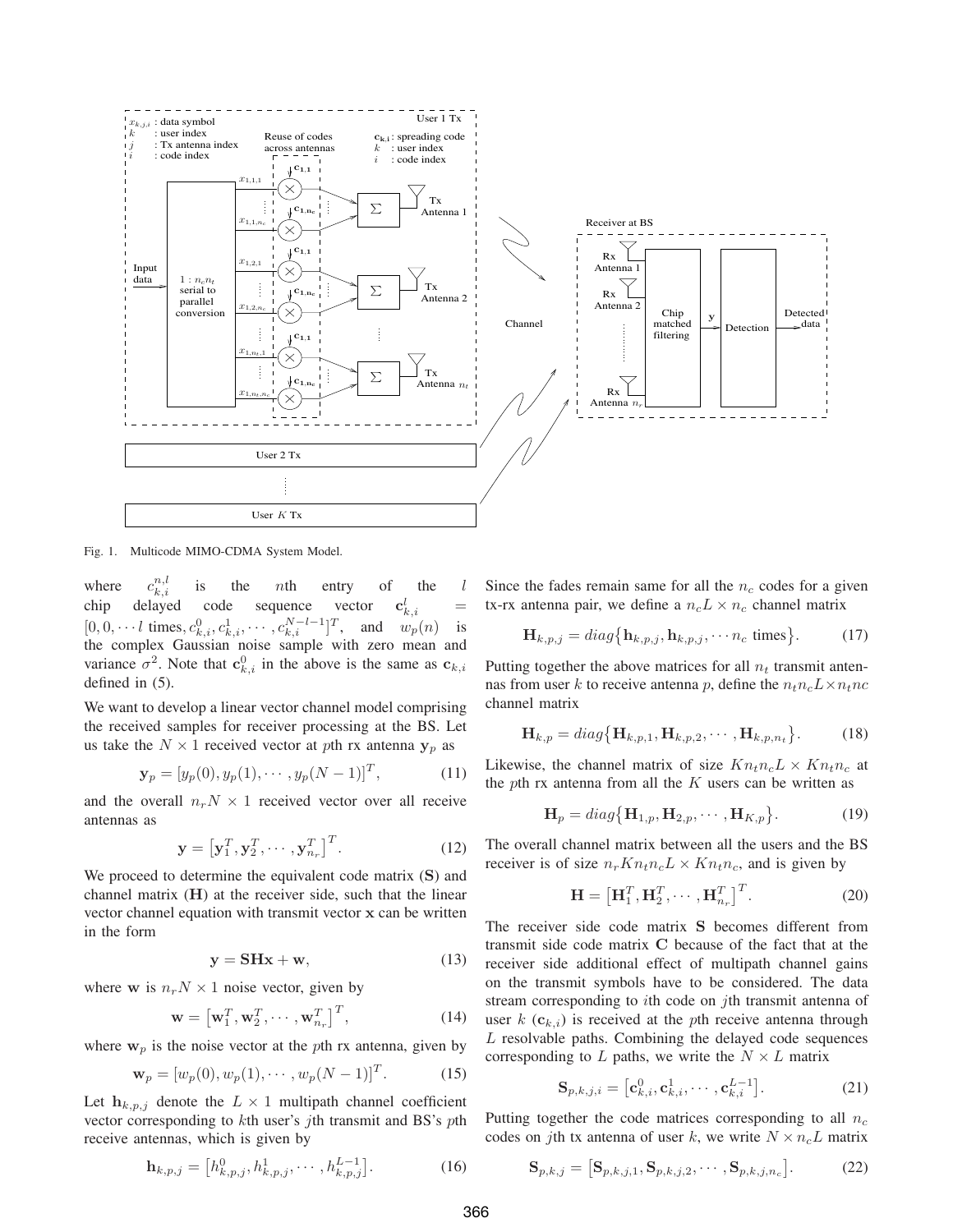Fig. 1. Multicode MIMO-CDMA System Model.

where $c_{k,i}^{n,l}$ is the $n$th entry of the $l$ chip delayed code sequence vector $\mathbf{c}_{k,i}^{l} = [0, 0, \cdots l \text{ times}, c_{k,i}^{0}, c_{k,i}^{1}, \cdots, c_{k,i}^{N-l-1}]^T$, and $w_p(n)$ is the complex Gaussian noise sample with zero mean and variance $\sigma^2$. Note that $\mathbf{c}_{k,i}^{0}$ in the above is the same as $\mathbf{c}_{k,i}$ defined in (5).

We want to develop a linear vector channel model comprising the received samples for receiver processing at the BS. Let us take the $N \times 1$ received vector at $p$th rx antenna $\mathbf{y}_p$ as

$$\mathbf{y}_p = [y_p(0), y_p(1), \cdots, y_p(N-1)]^T, \tag{11}$$

and the overall $n_r N \times 1$ received vector over all receive antennas as

$$\mathbf{y} = \left[\mathbf{y}_1^T, \mathbf{y}_2^T, \cdots, \mathbf{y}_{n_r}^T\right]^T. \tag{12}$$

We proceed to determine the equivalent code matrix ($\mathbf{S}$) and channel matrix ($\mathbf{H}$) at the receiver side, such that the linear vector channel equation with transmit vector $\mathbf{x}$ can be written in the form

$$\mathbf{y} = \mathbf{SHx} + \mathbf{w}, \tag{13}$$

where $\mathbf{w}$ is $n_r N \times 1$ noise vector, given by

$$\mathbf{w} = \left[\mathbf{w}_1^T, \mathbf{w}_2^T, \cdots, \mathbf{w}_{n_r}^T\right]^T, \tag{14}$$

where $\mathbf{w}_p$ is the noise vector at the $p$th rx antenna, given by

$$\mathbf{w}_p = [w_p(0), w_p(1), \cdots, w_p(N-1)]^T. \tag{15}$$

Let $\mathbf{h}_{k,p,j}$ denote the $L \times 1$ multipath channel coefficient vector corresponding to $k$th user's $j$th transmit and BS's $p$th receive antennas, which is given by

$$\mathbf{h}_{k,p,j} = \left[h_{k,p,j}^{0}, h_{k,p,j}^{1}, \cdots, h_{k,p,j}^{L-1}\right]. \tag{16}$$

Since the fades remain same for all the $n_c$ codes for a given tx-rx antenna pair, we define a $n_c L \times n_c$ channel matrix

$$\mathbf{H}_{k,p,j} = diag\{\mathbf{h}_{k,p,j}, \mathbf{h}_{k,p,j}, \cdots n_c \text{ times}\}. \tag{17}$$

Putting together the above matrices for all $n_t$ transmit antennas from user $k$ to receive antenna $p$, define the $n_t n_c L \times n_t nc$ channel matrix

$$\mathbf{H}_{k,p} = diag\{\mathbf{H}_{k,p,1}, \mathbf{H}_{k,p,2}, \cdots, \mathbf{H}_{k,p,n_t}\}. \tag{18}$$

Likewise, the channel matrix of size $K n_t n_c L \times K n_t n_c$ at the $p$th rx antenna from all the $K$ users can be written as

$$\mathbf{H}_p = diag\{\mathbf{H}_{1,p}, \mathbf{H}_{2,p}, \cdots, \mathbf{H}_{K,p}\}. \tag{19}$$

The overall channel matrix between all the users and the BS receiver is of size $n_r K n_t n_c L \times K n_t n_c$, and is given by

$$\mathbf{H} = \left[\mathbf{H}_1^T, \mathbf{H}_2^T, \cdots, \mathbf{H}_{n_r}^T\right]^T. \tag{20}$$

The receiver side code matrix $\mathbf{S}$ becomes different from transmit side code matrix $\mathbf{C}$ because of the fact that at the receiver side additional effect of multipath channel gains on the transmit symbols have to be considered. The data stream corresponding to $i$th code on $j$th transmit antenna of user $k$ ($\mathbf{c}_{k,i}$) is received at the $p$th receive antenna through $L$ resolvable paths. Combining the delayed code sequences corresponding to $L$ paths, we write the $N \times L$ matrix

$$\mathbf{S}_{p,k,j,i} = \left[\mathbf{c}_{k,i}^{0}, \mathbf{c}_{k,i}^{1}, \cdots, \mathbf{c}_{k,i}^{L-1}\right]. \tag{21}$$

Putting together the code matrices corresponding to all $n_c$ codes on $j$th tx antenna of user $k$, we write $N \times n_c L$ matrix

$$\mathbf{S}_{p,k,j} = \left[\mathbf{S}_{p,k,j,1}, \mathbf{S}_{p,k,j,2}, \cdots, \mathbf{S}_{p,k,j,n_c}\right]. \tag{22}$$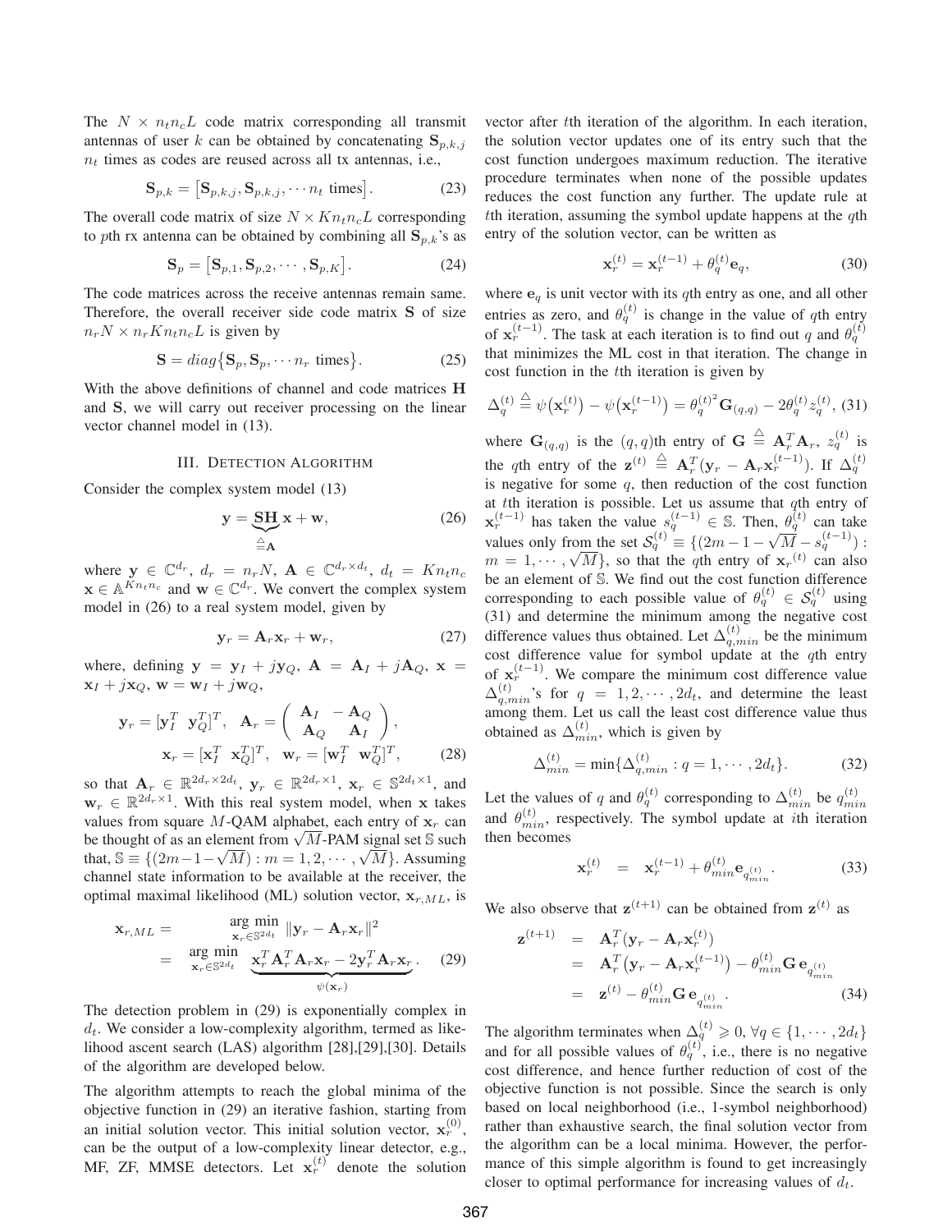The $N \times n_t n_c L$ code matrix corresponding all transmit antennas of user $k$ can be obtained by concatenating $\mathbf{S}_{p,k,j}$ $n_t$ times as codes are reused across all tx antennas, i.e.,

$$\mathbf{S}_{p,k} = \big[\mathbf{S}_{p,k,j}, \mathbf{S}_{p,k,j}, \cdots n_t \text{ times}\big]. \tag{23}$$

The overall code matrix of size $N \times K n_t n_c L$ corresponding to $p$th rx antenna can be obtained by combining all $\mathbf{S}_{p,k}$'s as

$$\mathbf{S}_p = \big[\mathbf{S}_{p,1}, \mathbf{S}_{p,2}, \cdots, \mathbf{S}_{p,K}\big]. \tag{24}$$

The code matrices across the receive antennas remain same. Therefore, the overall receiver side code matrix $\mathbf{S}$ of size $n_r N \times n_r K n_t n_c L$ is given by

$$\mathbf{S} = diag\big\{\mathbf{S}_p, \mathbf{S}_p, \cdots n_r \text{ times}\big\}. \tag{25}$$

With the above definitions of channel and code matrices $\mathbf{H}$ and $\mathbf{S}$, we will carry out receiver processing on the linear vector channel model in (13).

## III. Detection Algorithm

Consider the complex system model (13)

$$\mathbf{y} = \underbrace{\mathbf{S}\mathbf{H}}_{\triangleq \mathbf{A}} \mathbf{x} + \mathbf{w}, \tag{26}$$

where $\mathbf{y} \in \mathbb{C}^{d_r}$, $d_r = n_r N$, $\mathbf{A} \in \mathbb{C}^{d_r \times d_t}$, $d_t = K n_t n_c$ $\mathbf{x} \in \mathbb{A}^{K n_t n_c}$ and $\mathbf{w} \in \mathbb{C}^{d_r}$. We convert the complex system model in (26) to a real system model, given by

$$\mathbf{y}_r = \mathbf{A}_r \mathbf{x}_r + \mathbf{w}_r, \tag{27}$$

where, defining $\mathbf{y} = \mathbf{y}_I + j\mathbf{y}_Q$, $\mathbf{A} = \mathbf{A}_I + j\mathbf{A}_Q$, $\mathbf{x} = \mathbf{x}_I + j\mathbf{x}_Q$, $\mathbf{w} = \mathbf{w}_I + j\mathbf{w}_Q$,

$$\mathbf{y}_r = [\mathbf{y}_I^T \;\; \mathbf{y}_Q^T]^T, \quad \mathbf{A}_r = \begin{pmatrix} \mathbf{A}_I & -\mathbf{A}_Q \\ \mathbf{A}_Q & \mathbf{A}_I \end{pmatrix},$$
$$\mathbf{x}_r = [\mathbf{x}_I^T \;\; \mathbf{x}_Q^T]^T, \quad \mathbf{w}_r = [\mathbf{w}_I^T \;\; \mathbf{w}_Q^T]^T, \tag{28}$$

so that $\mathbf{A}_r \in \mathbb{R}^{2d_r \times 2d_t}$, $\mathbf{y}_r \in \mathbb{R}^{2d_r \times 1}$, $\mathbf{x}_r \in \mathbb{S}^{2d_t \times 1}$, and $\mathbf{w}_r \in \mathbb{R}^{2d_r \times 1}$. With this real system model, when $\mathbf{x}$ takes values from square $M$-QAM alphabet, each entry of $\mathbf{x}_r$ can be thought of as an element from $\sqrt{M}$-PAM signal set $\mathbb{S}$ such that, $\mathbb{S} \equiv \{(2m-1-\sqrt{M}) : m = 1, 2, \cdots, \sqrt{M}\}$. Assuming channel state information to be available at the receiver, the optimal maximal likelihood (ML) solution vector, $\mathbf{x}_{r,ML}$, is

$$\begin{aligned}\mathbf{x}_{r,ML} &= \mathop{\arg\min}_{\mathbf{x}_r \in \mathbb{S}^{2d_t}} \|\mathbf{y}_r - \mathbf{A}_r \mathbf{x}_r\|^2 \\ &= \mathop{\arg\min}_{\mathbf{x}_r \in \mathbb{S}^{2d_t}} \underbrace{\mathbf{x}_r^T \mathbf{A}_r^T \mathbf{A}_r \mathbf{x}_r - 2\mathbf{y}_r^T \mathbf{A}_r \mathbf{x}_r}_{\psi(\mathbf{x}_r)}. \end{aligned} \tag{29}$$

The detection problem in (29) is exponentially complex in $d_t$. We consider a low-complexity algorithm, termed as likelihood ascent search (LAS) algorithm [28],[29],[30]. Details of the algorithm are developed below.

The algorithm attempts to reach the global minima of the objective function in (29) an iterative fashion, starting from an initial solution vector. This initial solution vector, $\mathbf{x}_r^{(0)}$, can be the output of a low-complexity linear detector, e.g., MF, ZF, MMSE detectors. Let $\mathbf{x}_r^{(t)}$ denote the solution vector after $t$th iteration of the algorithm. In each iteration, the solution vector updates one of its entry such that the cost function undergoes maximum reduction. The iterative procedure terminates when none of the possible updates reduces the cost function any further. The update rule at $t$th iteration, assuming the symbol update happens at the $q$th entry of the solution vector, can be written as

$$\mathbf{x}_r^{(t)} = \mathbf{x}_r^{(t-1)} + \theta_q^{(t)} \mathbf{e}_q, \tag{30}$$

where $\mathbf{e}_q$ is unit vector with its $q$th entry as one, and all other entries as zero, and $\theta_q^{(t)}$ is change in the value of $q$th entry of $\mathbf{x}_r^{(t-1)}$. The task at each iteration is to find out $q$ and $\theta_q^{(t)}$ that minimizes the ML cost in that iteration. The change in cost function in the $t$th iteration is given by

$$\Delta_q^{(t)} \stackrel{\triangle}{=} \psi\big(\mathbf{x}_r^{(t)}\big) - \psi\big(\mathbf{x}_r^{(t-1)}\big) = \theta_q^{(t)^2} \mathbf{G}_{(q,q)} - 2\theta_q^{(t)} z_q^{(t)}, \tag{31}$$

where $\mathbf{G}_{(q,q)}$ is the $(q,q)$th entry of $\mathbf{G} \stackrel{\triangle}{=} \mathbf{A}_r^T \mathbf{A}_r$, $z_q^{(t)}$ is the $q$th entry of the $\mathbf{z}^{(t)} \stackrel{\triangle}{=} \mathbf{A}_r^T(\mathbf{y}_r - \mathbf{A}_r \mathbf{x}_r^{(t-1)})$. If $\Delta_q^{(t)}$ is negative for some $q$, then reduction of the cost function at $t$th iteration is possible. Let us assume that $q$th entry of $\mathbf{x}_r^{(t-1)}$ has taken the value $s_q^{(t-1)} \in \mathbb{S}$. Then, $\theta_q^{(t)}$ can take values only from the set $\mathcal{S}_q^{(t)} \equiv \{(2m-1-\sqrt{M}-s_q^{(t-1)}) : m = 1, \cdots, \sqrt{M}\}$, so that the $q$th entry of $\mathbf{x}_r{}^{(t)}$ can also be an element of $\mathbb{S}$. We find out the cost function difference corresponding to each possible value of $\theta_q^{(t)} \in \mathcal{S}_q^{(t)}$ using (31) and determine the minimum among the negative cost difference values thus obtained. Let $\Delta_{q,min}^{(t)}$ be the minimum cost difference value for symbol update at the $q$th entry of $\mathbf{x}_r^{(t-1)}$. We compare the minimum cost difference value $\Delta_{q,min}^{(t)}$'s for $q = 1, 2, \cdots, 2d_t$, and determine the least among them. Let us call the least cost difference value thus obtained as $\Delta_{min}^{(t)}$, which is given by

$$\Delta_{min}^{(t)} = \min\{\Delta_{q,min}^{(t)} : q = 1, \cdots, 2d_t\}. \tag{32}$$

Let the values of $q$ and $\theta_q^{(t)}$ corresponding to $\Delta_{min}^{(t)}$ be $q_{min}^{(t)}$ and $\theta_{min}^{(t)}$, respectively. The symbol update at $i$th iteration then becomes

$$\mathbf{x}_r^{(t)} = \mathbf{x}_r^{(t-1)} + \theta_{min}^{(t)} \mathbf{e}_{q_{min}^{(t)}}. \tag{33}$$

We also observe that $\mathbf{z}^{(t+1)}$ can be obtained from $\mathbf{z}^{(t)}$ as

$$\begin{aligned}\mathbf{z}^{(t+1)} &= \mathbf{A}_r^T(\mathbf{y}_r - \mathbf{A}_r \mathbf{x}_r^{(t)}) \\ &= \mathbf{A}_r^T\big(\mathbf{y}_r - \mathbf{A}_r \mathbf{x}_r^{(t-1)}\big) - \theta_{min}^{(t)} \mathbf{G}\, \mathbf{e}_{q_{min}^{(t)}} \\ &= \mathbf{z}^{(t)} - \theta_{min}^{(t)} \mathbf{G}\, \mathbf{e}_{q_{min}^{(t)}}. \end{aligned} \tag{34}$$

The algorithm terminates when $\Delta_q^{(t)} \geqslant 0, \forall q \in \{1, \cdots, 2d_t\}$ and for all possible values of $\theta_q^{(t)}$, i.e., there is no negative cost difference, and hence further reduction of cost of the objective function is not possible. Since the search is only based on local neighborhood (i.e., 1-symbol neighborhood) rather than exhaustive search, the final solution vector from the algorithm can be a local minima. However, the performance of this simple algorithm is found to get increasingly closer to optimal performance for increasing values of $d_t$.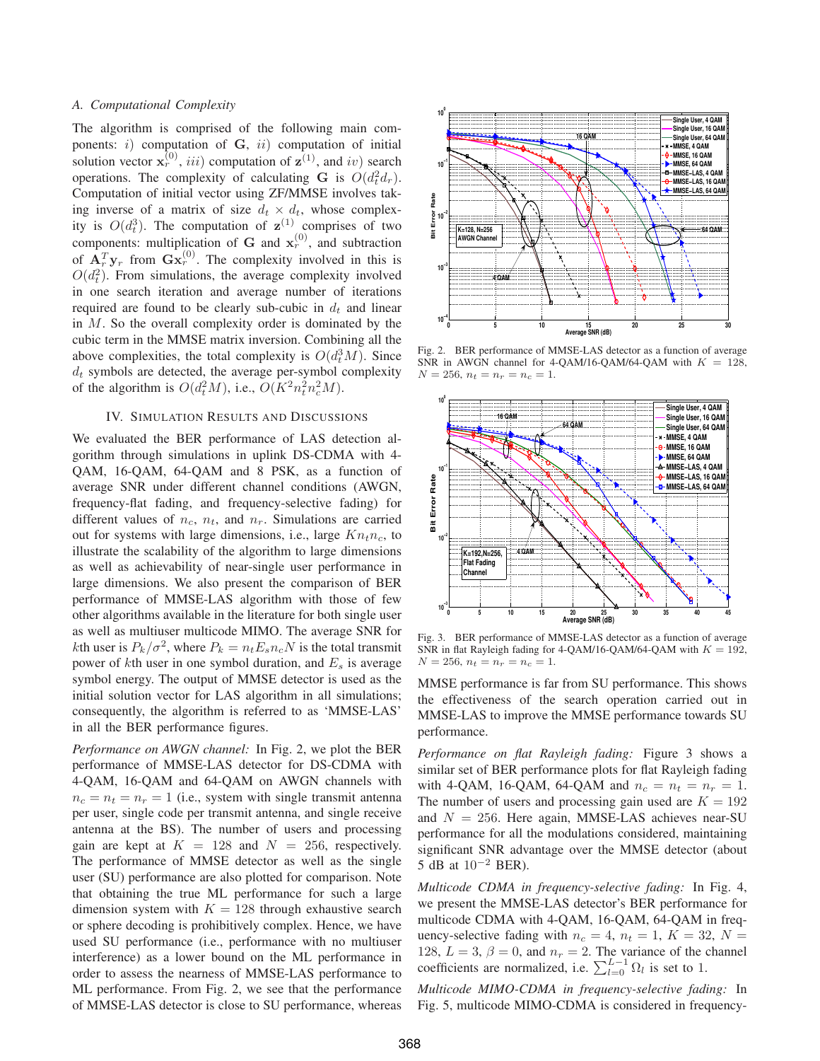### A. Computational Complexity

The algorithm is comprised of the following main components: $i$) computation of $\mathbf{G}$, $ii$) computation of initial solution vector $\mathbf{x}_r^{(0)}$, $iii$) computation of $\mathbf{z}^{(1)}$, and $iv$) search operations. The complexity of calculating $\mathbf{G}$ is $O(d_t^2 d_r)$. Computation of initial vector using ZF/MMSE involves taking inverse of a matrix of size $d_t \times d_t$, whose complexity is $O(d_t^3)$. The computation of $\mathbf{z}^{(1)}$ comprises of two components: multiplication of $\mathbf{G}$ and $\mathbf{x}_r^{(0)}$, and subtraction of $\mathbf{A}_r^T \mathbf{y}_r$ from $\mathbf{G}\mathbf{x}_r^{(0)}$. The complexity involved in this is $O(d_t^2)$. From simulations, the average complexity involved in one search iteration and average number of iterations required are found to be clearly sub-cubic in $d_t$ and linear in $M$. So the overall complexity order is dominated by the cubic term in the MMSE matrix inversion. Combining all the above complexities, the total complexity is $O(d_t^3 M)$. Since $d_t$ symbols are detected, the average per-symbol complexity of the algorithm is $O(d_t^2 M)$, i.e., $O(K^2 n_t^2 n_c^2 M)$.

## IV. Simulation Results and Discussions

We evaluated the BER performance of LAS detection algorithm through simulations in uplink DS-CDMA with 4-QAM, 16-QAM, 64-QAM and 8 PSK, as a function of average SNR under different channel conditions (AWGN, frequency-flat fading, and frequency-selective fading) for different values of $n_c$, $n_t$, and $n_r$. Simulations are carried out for systems with large dimensions, i.e., large $Kn_tn_c$, to illustrate the scalability of the algorithm to large dimensions as well as achievability of near-single user performance in large dimensions. We also present the comparison of BER performance of MMSE-LAS algorithm with those of few other algorithms available in the literature for both single user as well as multiuser multicode MIMO. The average SNR for $k$th user is $P_k/\sigma^2$, where $P_k = n_t E_s n_c N$ is the total transmit power of $k$th user in one symbol duration, and $E_s$ is average symbol energy. The output of MMSE detector is used as the initial solution vector for LAS algorithm in all simulations; consequently, the algorithm is referred to as 'MMSE-LAS' in all the BER performance figures.

*Performance on AWGN channel:* In Fig. 2, we plot the BER performance of MMSE-LAS detector for DS-CDMA with 4-QAM, 16-QAM and 64-QAM on AWGN channels with $n_c = n_t = n_r = 1$ (i.e., system with single transmit antenna per user, single code per transmit antenna, and single receive antenna at the BS). The number of users and processing gain are kept at $K = 128$ and $N = 256$, respectively. The performance of MMSE detector as well as the single user (SU) performance are also plotted for comparison. Note that obtaining the true ML performance for such a large dimension system with $K = 128$ through exhaustive search or sphere decoding is prohibitively complex. Hence, we have used SU performance (i.e., performance with no multiuser interference) as a lower bound on the ML performance in order to assess the nearness of MMSE-LAS performance to ML performance. From Fig. 2, we see that the performance of MMSE-LAS detector is close to SU performance, whereas MMSE performance is far from SU performance. This shows the effectiveness of the search operation carried out in MMSE-LAS to improve the MMSE performance towards SU performance.

Fig. 2. BER performance of MMSE-LAS detector as a function of average SNR in AWGN channel for 4-QAM/16-QAM/64-QAM with $K = 128$, $N = 256$, $n_t = n_r = n_c = 1$.

Fig. 3. BER performance of MMSE-LAS detector as a function of average SNR in flat Rayleigh fading for 4-QAM/16-QAM/64-QAM with $K = 192$, $N = 256$, $n_t = n_r = n_c = 1$.

*Performance on flat Rayleigh fading:* Figure 3 shows a similar set of BER performance plots for flat Rayleigh fading with 4-QAM, 16-QAM, 64-QAM and $n_c = n_t = n_r = 1$. The number of users and processing gain used are $K = 192$ and $N = 256$. Here again, MMSE-LAS achieves near-SU performance for all the modulations considered, maintaining significant SNR advantage over the MMSE detector (about 5 dB at $10^{-2}$ BER).

*Multicode CDMA in frequency-selective fading:* In Fig. 4, we present the MMSE-LAS detector's BER performance for multicode CDMA with 4-QAM, 16-QAM, 64-QAM in frequency-selective fading with $n_c = 4$, $n_t = 1$, $K = 32$, $N = 128$, $L = 3$, $\beta = 0$, and $n_r = 2$. The variance of the channel coefficients are normalized, i.e. $\sum_{l=0}^{L-1} \Omega_l$ is set to 1.

*Multicode MIMO-CDMA in frequency-selective fading:* In Fig. 5, multicode MIMO-CDMA is considered in frequency-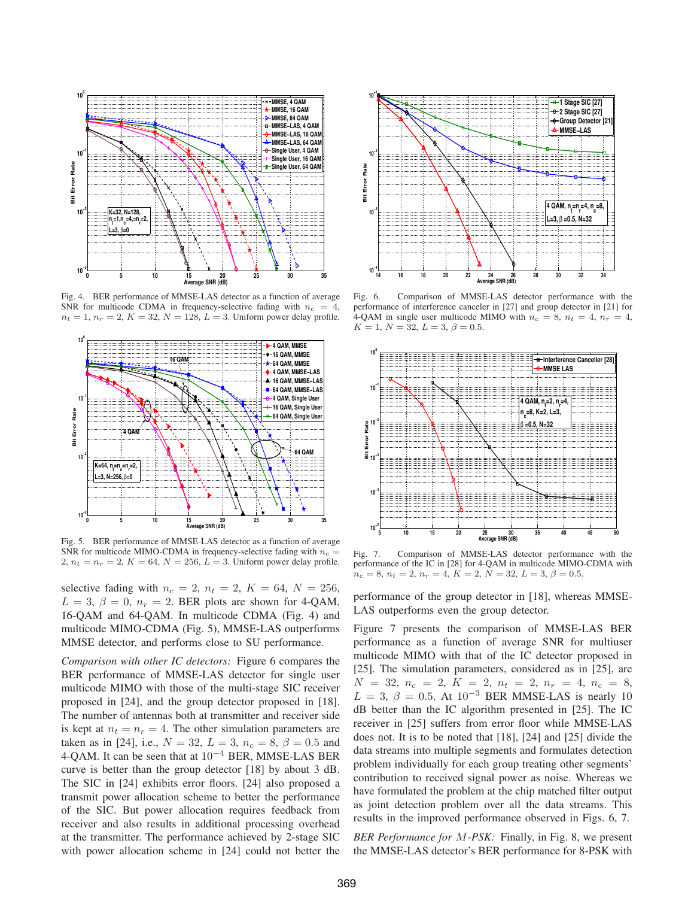Fig. 4. BER performance of MMSE-LAS detector as a function of average SNR for multicode CDMA in frequency-selective fading with $n_c = 4$, $n_t = 1$, $n_r = 2$, $K = 32$, $N = 128$, $L = 3$. Uniform power delay profile.

Fig. 5. BER performance of MMSE-LAS detector as a function of average SNR for multicode MIMO-CDMA in frequency-selective fading with $n_c = 2$, $n_t = n_r = 2$, $K = 64$, $N = 256$, $L = 3$. Uniform power delay profile.

selective fading with $n_c = 2$, $n_t = 2$, $K = 64$, $N = 256$, $L = 3$, $\beta = 0$, $n_r = 2$. BER plots are shown for 4-QAM, 16-QAM and 64-QAM. In multicode CDMA (Fig. 4) and multicode MIMO-CDMA (Fig. 5), MMSE-LAS outperforms MMSE detector, and performs close to SU performance.

*Comparison with other IC detectors:* Figure 6 compares the BER performance of MMSE-LAS detector for single user multicode MIMO with those of the multi-stage SIC receiver proposed in [24], and the group detector proposed in [18]. The number of antennas both at transmitter and receiver side is kept at $n_t = n_r = 4$. The other simulation parameters are taken as in [24], i.e., $N = 32$, $L = 3$, $n_c = 8$, $\beta = 0.5$ and 4-QAM. It can be seen that at $10^{-4}$ BER, MMSE-LAS BER curve is better than the group detector [18] by about 3 dB. The SIC in [24] exhibits error floors. [24] also proposed a transmit power allocation scheme to better the performance of the SIC. But power allocation requires feedback from receiver and also results in additional processing overhead at the transmitter. The performance achieved by 2-stage SIC with power allocation scheme in [24] could not better the performance of the group detector in [18], whereas MMSE-LAS outperforms even the group detector.

Fig. 6. Comparison of MMSE-LAS detector performance with the performance of interference canceler in [27] and group detector in [21] for 4-QAM in single user multicode MIMO with $n_c = 8$, $n_t = 4$, $n_r = 4$, $K = 1$, $N = 32$, $L = 3$, $\beta = 0.5$.

Fig. 7. Comparison of MMSE-LAS detector performance with the performance of the IC in [28] for 4-QAM in multicode MIMO-CDMA with $n_c = 8$, $n_t = 2$, $n_r = 4$, $K = 2$, $N = 32$, $L = 3$, $\beta = 0.5$.

Figure 7 presents the comparison of MMSE-LAS BER performance as a function of average SNR for multiuser multicode MIMO with that of the IC detector proposed in [25]. The simulation parameters, considered as in [25], are $N = 32$, $n_c = 2$, $K = 2$, $n_t = 2$, $n_r = 4$, $n_c = 8$, $L = 3$, $\beta = 0.5$. At $10^{-3}$ BER MMSE-LAS is nearly 10 dB better than the IC algorithm presented in [25]. The IC receiver in [25] suffers from error floor while MMSE-LAS does not. It is to be noted that [18], [24] and [25] divide the data streams into multiple segments and formulates detection problem individually for each group treating other segments' contribution to received signal power as noise. Whereas we have formulated the problem at the chip matched filter output as joint detection problem over all the data streams. This results in the improved performance observed in Figs. 6, 7.

*BER Performance for $M$-PSK:* Finally, in Fig. 8, we present the MMSE-LAS detector's BER performance for 8-PSK with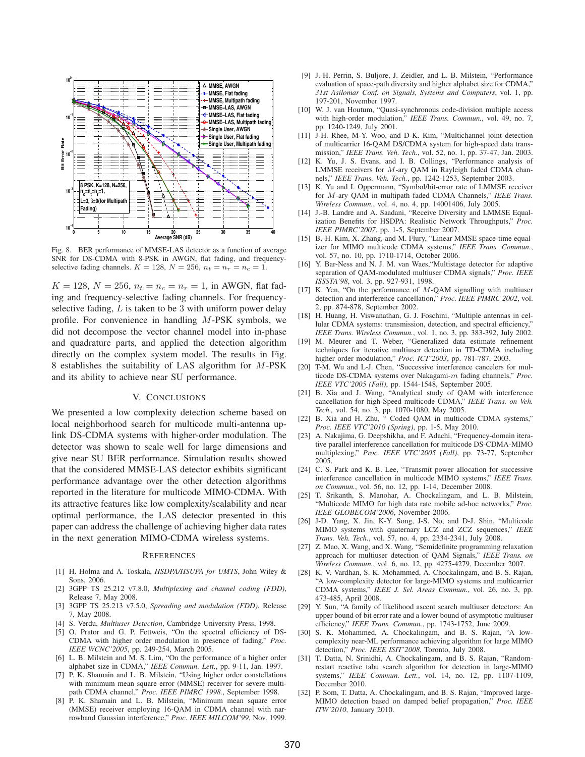Bit Error Rate

Average SNR (dB)

- MMSE, AWGN
- MMSE, Flat fading
- MMSE, Multipath fading
- MMSE–LAS, AWGN
- MMSE–LAS, Flat fading
- MMSE–LAS, Multipath fading
- Single User, AWGN
- Single User, Flat fading
- Single User, Multipath fading

8 PSK, K=128, N=256, $n_c=n_t=n_r=1$, L=3, β=0(for Multipath Fading)

$10^0$
$10^{-1}$
$10^{-2}$
$10^{-3}$
$10^{-4}$

0 5 10 15 20 25 30 35 40

Fig. 8. BER performance of MMSE-LAS detector as a function of average SNR for DS-CDMA with 8-PSK in AWGN, flat fading, and frequency-selective fading channels. $K = 128$, $N = 256$, $n_t = n_r = n_c = 1$.

$K = 128$, $N = 256$, $n_t = n_c = n_r = 1$, in AWGN, flat fading and frequency-selective fading channels. For frequency-selective fading, $L$ is taken to be 3 with uniform power delay profile. For convenience in handling $M$-PSK symbols, we did not decompose the vector channel model into in-phase and quadrature parts, and applied the detection algorithm directly on the complex system model. The results in Fig. 8 establishes the suitability of LAS algorithm for $M$-PSK and its ability to achieve near SU performance.

## V. Conclusions

We presented a low complexity detection scheme based on local neighborhood search for multicode multi-antenna uplink DS-CDMA systems with higher-order modulation. The detector was shown to scale well for large dimensions and give near SU BER performance. Simulation results showed that the considered MMSE-LAS detector exhibits significant performance advantage over the other detection algorithms reported in the literature for multicode MIMO-CDMA. With its attractive features like low complexity/scalability and near optimal performance, the LAS detector presented in this paper can address the challenge of achieving higher data rates in the next generation MIMO-CDMA wireless systems.

## References

[1] H. Holma and A. Toskala, *HSDPA/HSUPA for UMTS*, John Wiley & Sons, 2006.

[2] 3GPP TS 25.212 v7.8.0, *Multiplexing and channel coding (FDD)*, Release 7, May 2008.

[3] 3GPP TS 25.213 v7.5.0, *Spreading and modulation (FDD)*, Release 7, May 2008.

[4] S. Verdu, *Multiuser Detection*, Cambridge University Press, 1998.

[5] O. Prator and G. P. Fettweis, "On the spectral efficiency of DS-CDMA with higher order modulation in presence of fading," *Proc. IEEE WCNC'2005*, pp. 249-254, March 2005.

[6] L. B. Milstein and M. S. Lim, "On the performance of a higher order alphabet size in CDMA," *IEEE Commun. Lett.*, pp. 9-11, Jan. 1997.

[7] P. K. Shamain and L. B. Milstein, "Using higher order constellations with minimum mean square error (MMSE) receiver for severe multipath CDMA channel," *Proc. IEEE PIMRC 1998.*, September 1998.

[8] P. K. Shamain and L. B. Milstein, "Minimum mean square error (MMSE) receiver employing 16-QAM in CDMA channel with narrowband Gaussian interference," *Proc. IEEE MILCOM'99*, Nov. 1999.

[9] J.-H. Perrin, S. Buljore, J. Zeidler, and L. B. Milstein, "Performance evaluation of space-path diversity and higher alphabet size for CDMA," *31st Asilomar Conf. on Signals, Systems and Computers*, vol. 1, pp. 197-201, November 1997.

[10] W. J. van Houtum, "Quasi-synchronous code-division multiple access with high-order modulation," *IEEE Trans. Commun.*, vol. 49, no. 7, pp. 1240-1249, July 2001.

[11] J-H. Rhee, M-Y. Woo, and D-K. Kim, "Multichannel joint detection of multicarrier 16-QAM DS/CDMA system for high-speed data transmission," *IEEE Trans. Veh. Tech.*, vol. 52, no. 1, pp. 37-47, Jan. 2003.

[12] K. Yu, J. S. Evans, and I. B. Collings, "Performance analysis of LMMSE receivers for $M$-ary QAM in Rayleigh faded CDMA channels," *IEEE Trans. Veh. Tech.*, pp. 1242-1253, September 2003.

[13] K. Yu and I. Oppermann, "Symbol/bit-error rate of LMMSE receiver for $M$-ary QAM in multipath faded CDMA Channels," *IEEE Trans. Wireless Commun.*, vol. 4, no. 4, pp. 14001406, July 2005.

[14] J.-B. Landre and A. Saadani, "Receive Diversity and LMMSE Equalization Benefits for HSDPA: Realistic Network Throughputs," *Proc. IEEE PIMRC'2007*, pp. 1-5, September 2007.

[15] B.-H. Kim, X. Zhang, and M. Flury, "Linear MMSE space-time equalizer for MIMO multicode CDMA systems," *IEEE Trans. Commun.*, vol. 57, no. 10, pp. 1710-1714, October 2006.

[16] Y. Bar-Ness and N. J. M. van Waes,"Multistage detector for adaptive separation of QAM-modulated multiuser CDMA signals," *Proc. IEEE ISSSTA'98*, vol. 3, pp. 927-931, 1998.

[17] K. Yen, "On the performance of $M$-QAM signalling with multiuser detection and interference cancellation," *Proc. IEEE PIMRC 2002*, vol. 2, pp. 874-878, September 2002.

[18] H. Huang, H. Viswanathan, G. J. Foschini, "Multiple antennas in cellular CDMA systems: transmission, detection, and spectral efficiency," *IEEE Trans. Wireless Commun.*, vol. 1, no. 3, pp. 383-392, July 2002.

[19] M. Meurer and T. Weber, "Generalized data estimate refinement techniques for iterative multiuser detection in TD-CDMA including higher order modulation," *Proc. ICT'2003*, pp. 781-787, 2003.

[20] T-M. Wu and L-J. Chen, "Successive interference cancelers for multicode DS-CDMA systems over Nakagami-$m$ fading channels," *Proc. IEEE VTC'2005 (Fall)*, pp. 1544-1548, September 2005.

[21] B. Xia and J. Wang, "Analytical study of QAM with interference cancellation for high-Speed multicode CDMA," *IEEE Trans. on Veh. Tech.,* vol. 54, no. 3, pp. 1070-1080, May 2005.

[22] B. Xia and H. Zhu, " Coded QAM in multicode CDMA systems," *Proc. IEEE VTC'2010 (Spring)*, pp. 1-5, May 2010.

[23] A. Nakajima, G. Deepshikha, and F. Adachi, "Frequency-domain iterative parallel interference cancellation for multicode DS-CDMA-MIMO multiplexing," *Proc. IEEE VTC'2005 (Fall)*, pp. 73-77, September 2005.

[24] C. S. Park and K. B. Lee, "Transmit power allocation for successive interference cancellation in multicode MIMO systems," *IEEE Trans. on Commun.*, vol. 56, no. 12, pp. 1-14, December 2008.

[25] T. Srikanth, S. Manohar, A. Chockalingam, and L. B. Milstein, "Multicode MIMO for high data rate mobile ad-hoc networks," *Proc. IEEE GLOBECOM'2006*, November 2006.

[26] J-D. Yang, X. Jin, K-Y. Song, J-S. No, and D-J. Shin, "Multicode MIMO systems with quaternary LCZ and ZCZ sequences," *IEEE Trans. Veh. Tech.*, vol. 57, no. 4, pp. 2334-2341, July 2008.

[27] Z. Mao, X. Wang, and X. Wang, "Semidefinite programming relaxation approach for multiuser detection of QAM Signals," *IEEE Trans. on Wireless Commun.*, vol. 6, no. 12, pp. 4275-4279, December 2007.

[28] K. V. Vardhan, S. K. Mohammed, A. Chockalingam, and B. S. Rajan, "A low-complexity detector for large-MIMO systems and multicarrier CDMA systems," *IEEE J. Sel. Areas Commun.*, vol. 26, no. 3, pp. 473-485, April 2008.

[29] Y. Sun, "A family of likelihood ascent search multiuser detectors: An upper bound of bit error rate and a lower bound of asymptotic multiuser efficiency," *IEEE Trans. Commun.*, pp. 1743-1752, June 2009.

[30] S. K. Mohammed, A. Chockalingam, and B. S. Rajan, "A low-complexity near-ML performance achieving algorithm for large MIMO detection," *Proc. IEEE ISIT'2008*, Toronto, July 2008.

[31] T. Datta, N. Srinidhi, A. Chockalingam, and B. S. Rajan, "Random-restart reactive tabu search algorithm for detection in large-MIMO systems," *IEEE Commun. Lett.*, vol. 14, no. 12, pp. 1107-1109, December 2010.

[32] P. Som, T. Datta, A. Chockalingam, and B. S. Rajan, "Improved large-MIMO detection based on damped belief propagation," *Proc. IEEE ITW'2010*, January 2010.